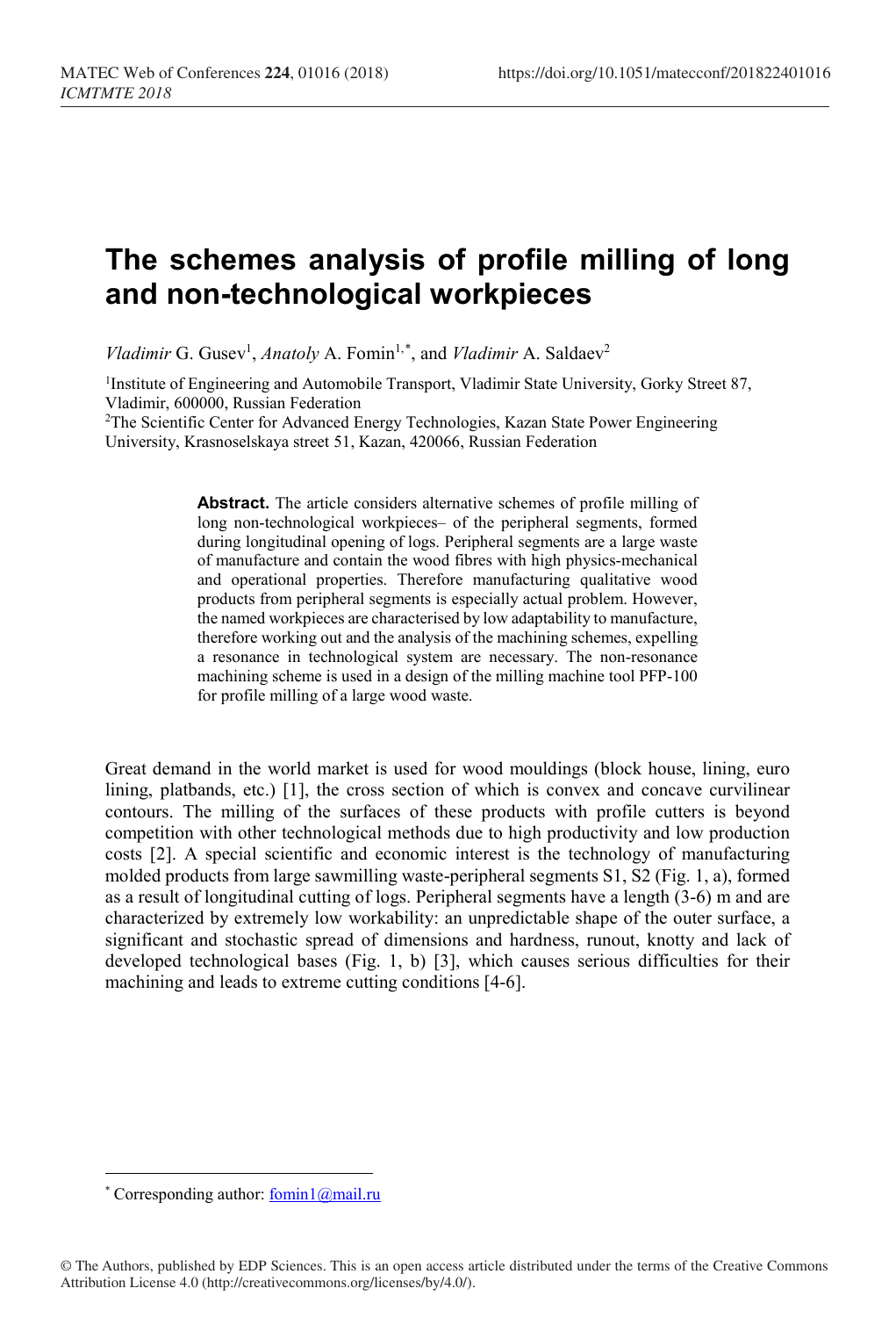# The schemes analysis of profile milling of long and non-technological workpieces

*Vladimir* G. Gusev[1], *Anatoly* A. Fomin[1,*], and *Vladimir* A. Saldaev[2]

[1]Institute of Engineering and Automobile Transport, Vladimir State University, Gorky Street 87, Vladimir, 600000, Russian Federation

[2]The Scientific Center for Advanced Energy Technologies, Kazan State Power Engineering University, Krasnoselskaya street 51, Kazan, 420066, Russian Federation

**Abstract.** The article considers alternative schemes of profile milling of long non-technological workpieces– of the peripheral segments, formed during longitudinal opening of logs. Peripheral segments are a large waste of manufacture and contain the wood fibres with high physics-mechanical and operational properties. Therefore manufacturing qualitative wood products from peripheral segments is especially actual problem. However, the named workpieces are characterised by low adaptability to manufacture, therefore working out and the analysis of the machining schemes, expelling a resonance in technological system are necessary. The non-resonance machining scheme is used in a design of the milling machine tool PFP-100 for profile milling of a large wood waste.

Great demand in the world market is used for wood mouldings (block house, lining, euro lining, platbands, etc.) [1], the cross section of which is convex and concave curvilinear contours. The milling of the surfaces of these products with profile cutters is beyond competition with other technological methods due to high productivity and low production costs [2]. A special scientific and economic interest is the technology of manufacturing molded products from large sawmilling waste-peripheral segments S1, S2 (Fig. 1, a), formed as a result of longitudinal cutting of logs. Peripheral segments have a length (3-6) m and are characterized by extremely low workability: an unpredictable shape of the outer surface, a significant and stochastic spread of dimensions and hardness, runout, knotty and lack of developed technological bases (Fig. 1, b) [3], which causes serious difficulties for their machining and leads to extreme cutting conditions [4-6].

[*] Corresponding author: fomin1@mail.ru

© The Authors, published by EDP Sciences. This is an open access article distributed under the terms of the Creative Commons Attribution License 4.0 (http://creativecommons.org/licenses/by/4.0/).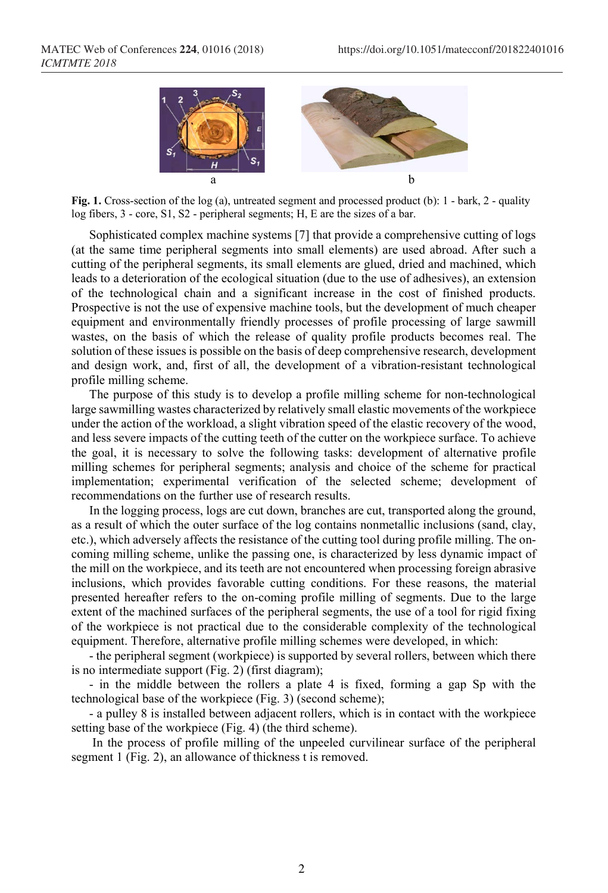Fig. 1. Cross-section of the log (a), untreated segment and processed product (b): 1 - bark, 2 - quality log fibers, 3 - core, S1, S2 - peripheral segments; H, E are the sizes of a bar.

Sophisticated complex machine systems [7] that provide a comprehensive cutting of logs (at the same time peripheral segments into small elements) are used abroad. After such a cutting of the peripheral segments, its small elements are glued, dried and machined, which leads to a deterioration of the ecological situation (due to the use of adhesives), an extension of the technological chain and a significant increase in the cost of finished products. Prospective is not the use of expensive machine tools, but the development of much cheaper equipment and environmentally friendly processes of profile processing of large sawmill wastes, on the basis of which the release of quality profile products becomes real. The solution of these issues is possible on the basis of deep comprehensive research, development and design work, and, first of all, the development of a vibration-resistant technological profile milling scheme.

The purpose of this study is to develop a profile milling scheme for non-technological large sawmilling wastes characterized by relatively small elastic movements of the workpiece under the action of the workload, a slight vibration speed of the elastic recovery of the wood, and less severe impacts of the cutting teeth of the cutter on the workpiece surface. To achieve the goal, it is necessary to solve the following tasks: development of alternative profile milling schemes for peripheral segments; analysis and choice of the scheme for practical implementation; experimental verification of the selected scheme; development of recommendations on the further use of research results.

In the logging process, logs are cut down, branches are cut, transported along the ground, as a result of which the outer surface of the log contains nonmetallic inclusions (sand, clay, etc.), which adversely affects the resistance of the cutting tool during profile milling. The on-coming milling scheme, unlike the passing one, is characterized by less dynamic impact of the mill on the workpiece, and its teeth are not encountered when processing foreign abrasive inclusions, which provides favorable cutting conditions. For these reasons, the material presented hereafter refers to the on-coming profile milling of segments. Due to the large extent of the machined surfaces of the peripheral segments, the use of a tool for rigid fixing of the workpiece is not practical due to the considerable complexity of the technological equipment. Therefore, alternative profile milling schemes were developed, in which:

- the peripheral segment (workpiece) is supported by several rollers, between which there is no intermediate support (Fig. 2) (first diagram);
- in the middle between the rollers a plate 4 is fixed, forming a gap Sp with the technological base of the workpiece (Fig. 3) (second scheme);
- a pulley 8 is installed between adjacent rollers, which is in contact with the workpiece setting base of the workpiece (Fig. 4) (the third scheme).

In the process of profile milling of the unpeeled curvilinear surface of the peripheral segment 1 (Fig. 2), an allowance of thickness t is removed.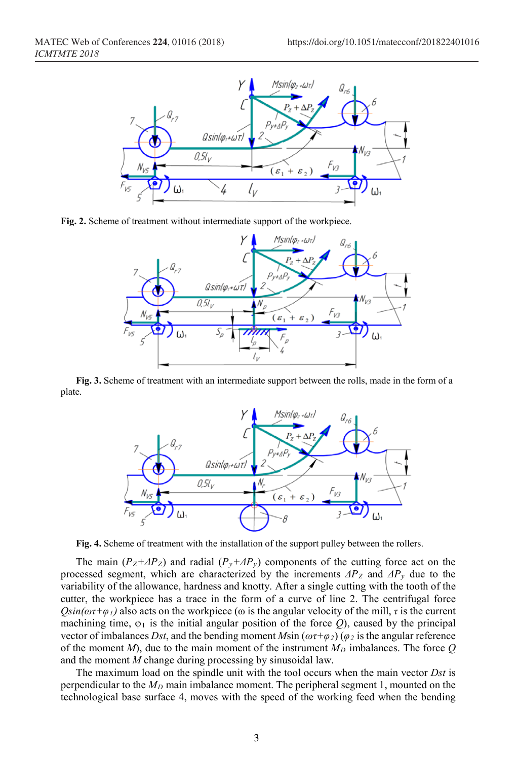**Fig. 2.** Scheme of treatment without intermediate support of the workpiece.

**Fig. 3.** Scheme of treatment with an intermediate support between the rolls, made in the form of a plate.

**Fig. 4.** Scheme of treatment with the installation of the support pulley between the rollers.

The main ($P_Z$+$\Delta P_Z$) and radial ($P_y$+$\Delta P_y$) components of the cutting force act on the processed segment, which are characterized by the increments $\Delta P_Z$ and $\Delta P_y$ due to the variability of the allowance, hardness and knotty. After a single cutting with the tooth of the cutter, the workpiece has a trace in the form of a curve of line 2. The centrifugal force $Qsin(\omega\tau+\varphi_1)$ also acts on the workpiece ($\omega$ is the angular velocity of the mill, $\tau$ is the current machining time, $\varphi_1$ is the initial angular position of the force $Q$), caused by the principal vector of imbalances $Dst$, and the bending moment $M\sin(\omega\tau+\varphi_2)$ ($\varphi_2$ is the angular reference of the moment $M$), due to the main moment of the instrument $M_D$ imbalances. The force $Q$ and the moment $M$ change during processing by sinusoidal law.

The maximum load on the spindle unit with the tool occurs when the main vector $Dst$ is perpendicular to the $M_D$ main imbalance moment. The peripheral segment 1, mounted on the technological base surface 4, moves with the speed of the working feed when the bending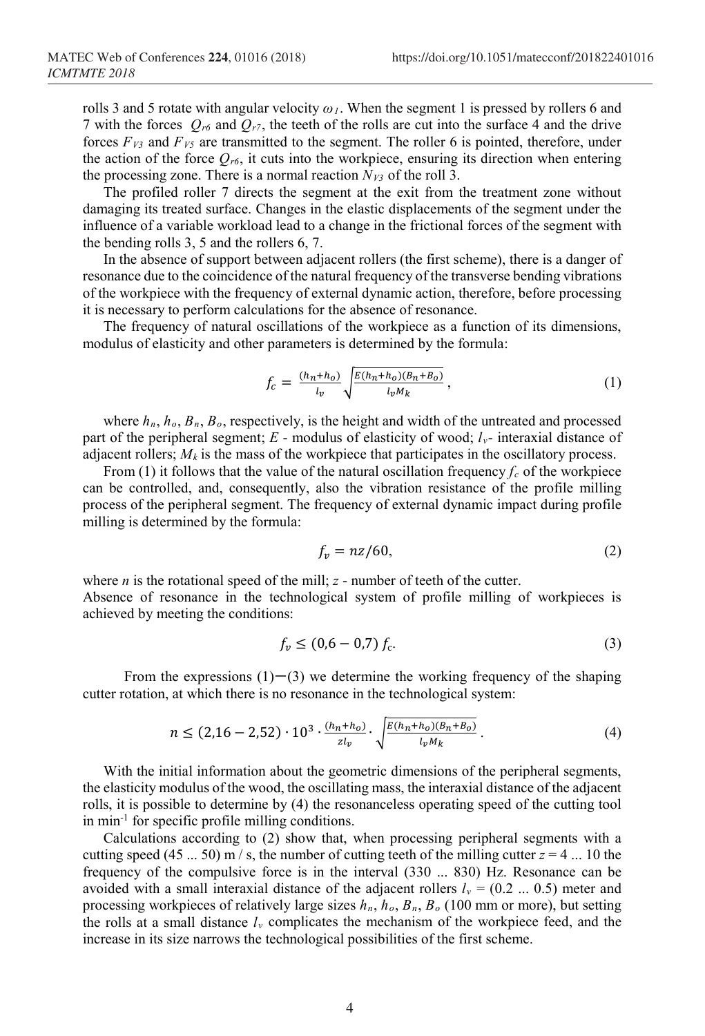rolls 3 and 5 rotate with angular velocity $\omega_1$. When the segment 1 is pressed by rollers 6 and 7 with the forces $Q_{r6}$ and $Q_{r7}$, the teeth of the rolls are cut into the surface 4 and the drive forces $F_{V3}$ and $F_{V5}$ are transmitted to the segment. The roller 6 is pointed, therefore, under the action of the force $Q_{r6}$, it cuts into the workpiece, ensuring its direction when entering the processing zone. There is a normal reaction $N_{V3}$ of the roll 3.

The profiled roller 7 directs the segment at the exit from the treatment zone without damaging its treated surface. Changes in the elastic displacements of the segment under the influence of a variable workload lead to a change in the frictional forces of the segment with the bending rolls 3, 5 and the rollers 6, 7.

In the absence of support between adjacent rollers (the first scheme), there is a danger of resonance due to the coincidence of the natural frequency of the transverse bending vibrations of the workpiece with the frequency of external dynamic action, therefore, before processing it is necessary to perform calculations for the absence of resonance.

The frequency of natural oscillations of the workpiece as a function of its dimensions, modulus of elasticity and other parameters is determined by the formula:

$$f_c = \frac{(h_n + h_o)}{l_v} \sqrt{\frac{E(h_n + h_o)(B_n + B_o)}{l_v M_k}}, \tag{1}$$

where $h_n$, $h_o$, $B_n$, $B_o$, respectively, is the height and width of the untreated and processed part of the peripheral segment; $E$ - modulus of elasticity of wood; $l_v$- interaxial distance of adjacent rollers; $M_k$ is the mass of the workpiece that participates in the oscillatory process.

From (1) it follows that the value of the natural oscillation frequency $f_c$ of the workpiece can be controlled, and, consequently, also the vibration resistance of the profile milling process of the peripheral segment. The frequency of external dynamic impact during profile milling is determined by the formula:

$$f_v = nz/60, \tag{2}$$

where $n$ is the rotational speed of the mill; $z$ - number of teeth of the cutter.
Absence of resonance in the technological system of profile milling of workpieces is achieved by meeting the conditions:

$$f_v \leq (0{,}6 - 0{,}7)\, f_c. \tag{3}$$

From the expressions (1)−(3) we determine the working frequency of the shaping cutter rotation, at which there is no resonance in the technological system:

$$n \leq (2{,}16 - 2{,}52) \cdot 10^3 \cdot \frac{(h_n + h_o)}{z l_v} \cdot \sqrt{\frac{E(h_n + h_o)(B_n + B_o)}{l_v M_k}}. \tag{4}$$

With the initial information about the geometric dimensions of the peripheral segments, the elasticity modulus of the wood, the oscillating mass, the interaxial distance of the adjacent rolls, it is possible to determine by (4) the resonanceless operating speed of the cutting tool in min$^{-1}$ for specific profile milling conditions.

Calculations according to (2) show that, when processing peripheral segments with a cutting speed (45 ... 50) m / s, the number of cutting teeth of the milling cutter $z = 4$ ... 10 the frequency of the compulsive force is in the interval (330 ... 830) Hz. Resonance can be avoided with a small interaxial distance of the adjacent rollers $l_v$ = (0.2 ... 0.5) meter and processing workpieces of relatively large sizes $h_n$, $h_o$, $B_n$, $B_o$ (100 mm or more), but setting the rolls at a small distance $l_v$ complicates the mechanism of the workpiece feed, and the increase in its size narrows the technological possibilities of the first scheme.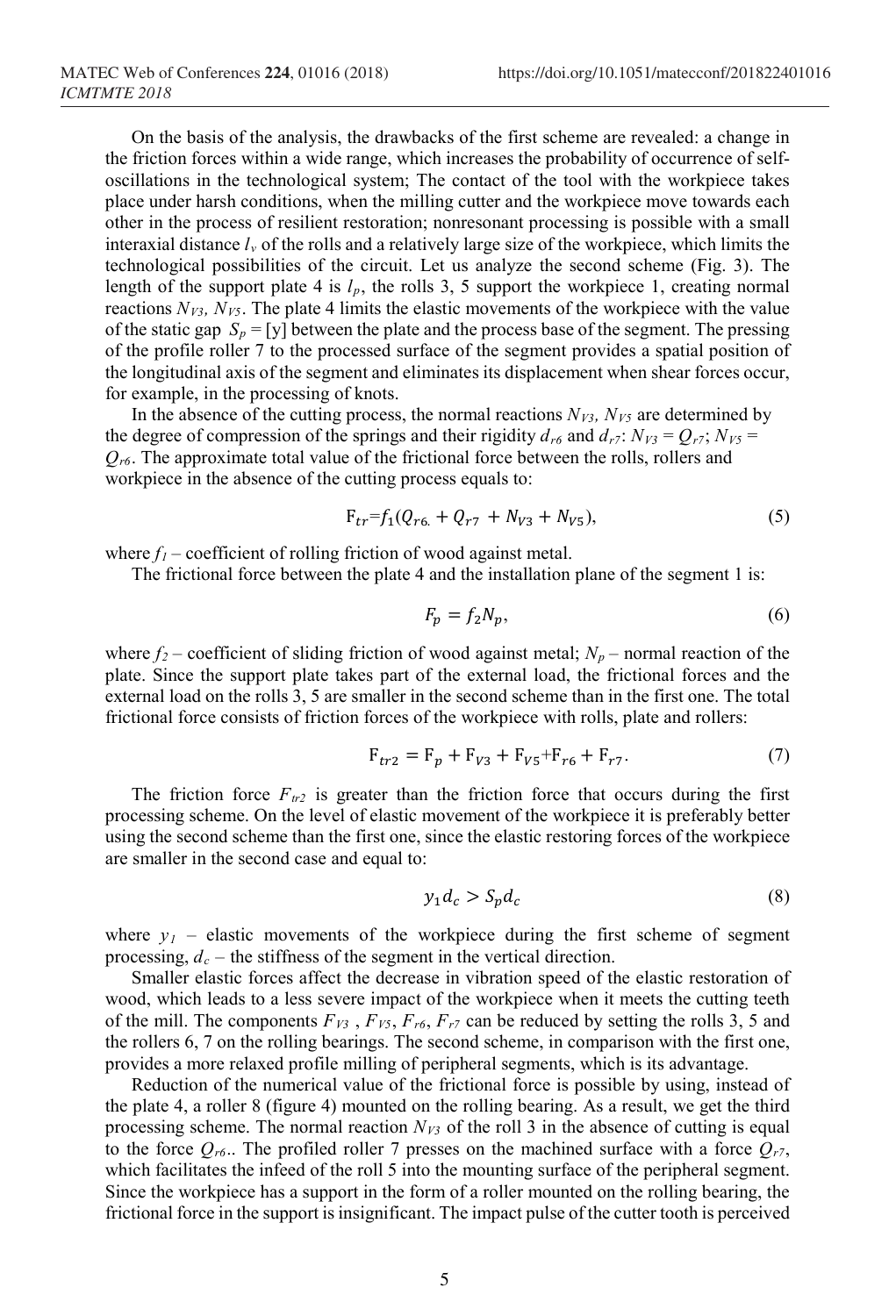On the basis of the analysis, the drawbacks of the first scheme are revealed: a change in the friction forces within a wide range, which increases the probability of occurrence of self-oscillations in the technological system; The contact of the tool with the workpiece takes place under harsh conditions, when the milling cutter and the workpiece move towards each other in the process of resilient restoration; nonresonant processing is possible with a small interaxial distance $l_v$ of the rolls and a relatively large size of the workpiece, which limits the technological possibilities of the circuit. Let us analyze the second scheme (Fig. 3). The length of the support plate 4 is $l_p$, the rolls 3, 5 support the workpiece 1, creating normal reactions $N_{V3}$, $N_{V5}$. The plate 4 limits the elastic movements of the workpiece with the value of the static gap $S_p = [y]$ between the plate and the process base of the segment. The pressing of the profile roller 7 to the processed surface of the segment provides a spatial position of the longitudinal axis of the segment and eliminates its displacement when shear forces occur, for example, in the processing of knots.

In the absence of the cutting process, the normal reactions $N_{V3}$, $N_{V5}$ are determined by the degree of compression of the springs and their rigidity $d_{r6}$ and $d_{r7}$: $N_{V3} = Q_{r7}$; $N_{V5} = Q_{r6}$. The approximate total value of the frictional force between the rolls, rollers and workpiece in the absence of the cutting process equals to:

$$\mathrm{F}_{tr}=f_1(Q_{r6.} + Q_{r7} + N_{V3} + N_{V5}), \tag{5}$$

where $f_1$ – coefficient of rolling friction of wood against metal.

The frictional force between the plate 4 and the installation plane of the segment 1 is:

$$F_p = f_2 N_p, \tag{6}$$

where $f_2$ – coefficient of sliding friction of wood against metal; $N_p$ – normal reaction of the plate. Since the support plate takes part of the external load, the frictional forces and the external load on the rolls 3, 5 are smaller in the second scheme than in the first one. The total frictional force consists of friction forces of the workpiece with rolls, plate and rollers:

$$\mathrm{F}_{tr2} = \mathrm{F}_p + \mathrm{F}_{V3} + \mathrm{F}_{V5} + \mathrm{F}_{r6} + \mathrm{F}_{r7}. \tag{7}$$

The friction force $F_{tr2}$ is greater than the friction force that occurs during the first processing scheme. On the level of elastic movement of the workpiece it is preferably better using the second scheme than the first one, since the elastic restoring forces of the workpiece are smaller in the second case and equal to:

$$y_1 d_c > S_p d_c \tag{8}$$

where $y_1$ – elastic movements of the workpiece during the first scheme of segment processing, $d_c$ – the stiffness of the segment in the vertical direction.

Smaller elastic forces affect the decrease in vibration speed of the elastic restoration of wood, which leads to a less severe impact of the workpiece when it meets the cutting teeth of the mill. The components $F_{V3}$ , $F_{V5}$, $F_{r6}$, $F_{r7}$ can be reduced by setting the rolls 3, 5 and the rollers 6, 7 on the rolling bearings. The second scheme, in comparison with the first one, provides a more relaxed profile milling of peripheral segments, which is its advantage.

Reduction of the numerical value of the frictional force is possible by using, instead of the plate 4, a roller 8 (figure 4) mounted on the rolling bearing. As a result, we get the third processing scheme. The normal reaction $N_{V3}$ of the roll 3 in the absence of cutting is equal to the force $Q_{r6}$.. The profiled roller 7 presses on the machined surface with a force $Q_{r7}$, which facilitates the infeed of the roll 5 into the mounting surface of the peripheral segment. Since the workpiece has a support in the form of a roller mounted on the rolling bearing, the frictional force in the support is insignificant. The impact pulse of the cutter tooth is perceived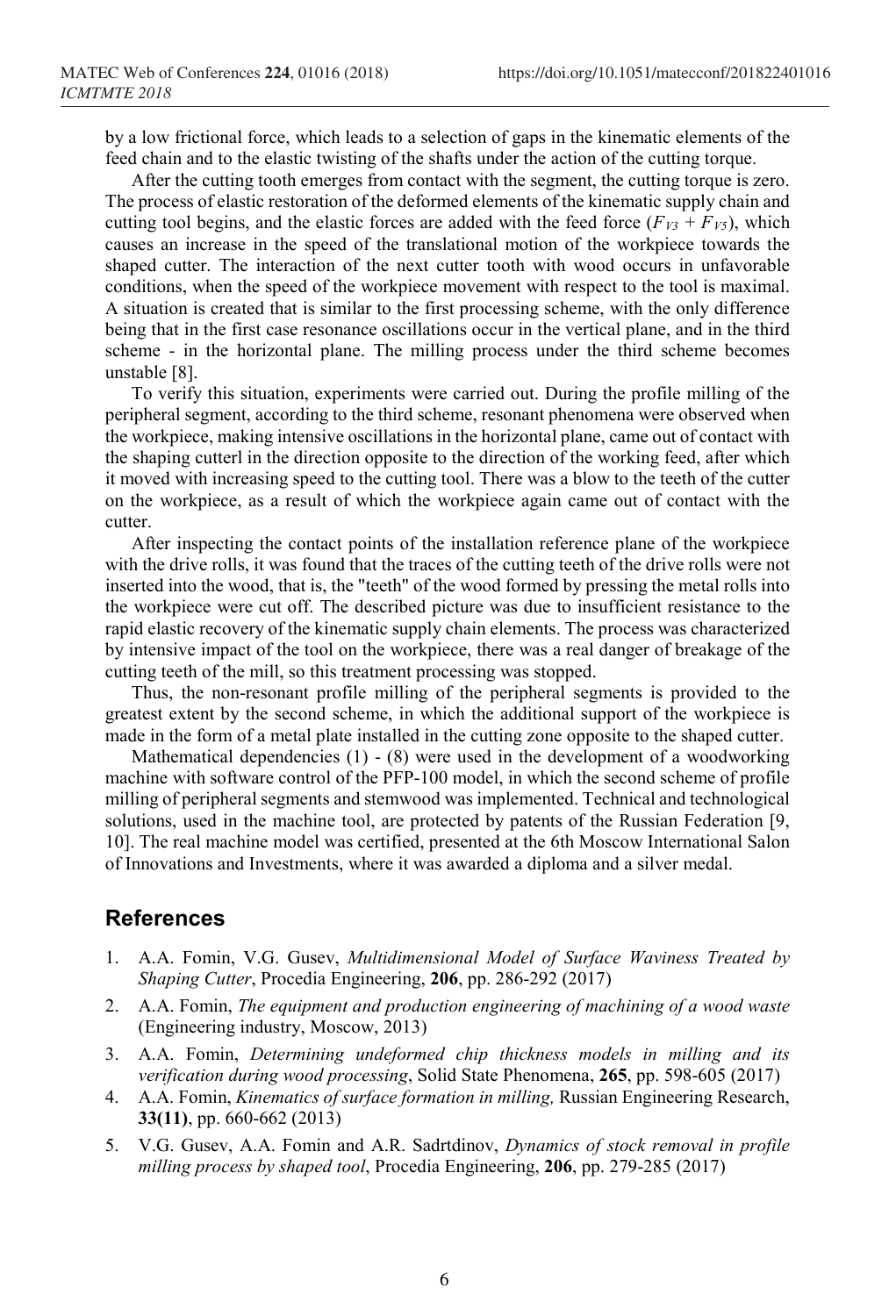by a low frictional force, which leads to a selection of gaps in the kinematic elements of the feed chain and to the elastic twisting of the shafts under the action of the cutting torque.

After the cutting tooth emerges from contact with the segment, the cutting torque is zero. The process of elastic restoration of the deformed elements of the kinematic supply chain and cutting tool begins, and the elastic forces are added with the feed force ($F_{V3} + F_{V5}$), which causes an increase in the speed of the translational motion of the workpiece towards the shaped cutter. The interaction of the next cutter tooth with wood occurs in unfavorable conditions, when the speed of the workpiece movement with respect to the tool is maximal. A situation is created that is similar to the first processing scheme, with the only difference being that in the first case resonance oscillations occur in the vertical plane, and in the third scheme - in the horizontal plane. The milling process under the third scheme becomes unstable [8].

To verify this situation, experiments were carried out. During the profile milling of the peripheral segment, according to the third scheme, resonant phenomena were observed when the workpiece, making intensive oscillations in the horizontal plane, came out of contact with the shaping cutterl in the direction opposite to the direction of the working feed, after which it moved with increasing speed to the cutting tool. There was a blow to the teeth of the cutter on the workpiece, as a result of which the workpiece again came out of contact with the cutter.

After inspecting the contact points of the installation reference plane of the workpiece with the drive rolls, it was found that the traces of the cutting teeth of the drive rolls were not inserted into the wood, that is, the "teeth" of the wood formed by pressing the metal rolls into the workpiece were cut off. The described picture was due to insufficient resistance to the rapid elastic recovery of the kinematic supply chain elements. The process was characterized by intensive impact of the tool on the workpiece, there was a real danger of breakage of the cutting teeth of the mill, so this treatment processing was stopped.

Thus, the non-resonant profile milling of the peripheral segments is provided to the greatest extent by the second scheme, in which the additional support of the workpiece is made in the form of a metal plate installed in the cutting zone opposite to the shaped cutter.

Mathematical dependencies (1) - (8) were used in the development of a woodworking machine with software control of the PFP-100 model, in which the second scheme of profile milling of peripheral segments and stemwood was implemented. Technical and technological solutions, used in the machine tool, are protected by patents of the Russian Federation [9, 10]. The real machine model was certified, presented at the 6th Moscow International Salon of Innovations and Investments, where it was awarded a diploma and a silver medal.

## References

1. A.A. Fomin, V.G. Gusev, *Multidimensional Model of Surface Waviness Treated by Shaping Cutter*, Procedia Engineering, **206**, pp. 286-292 (2017)
2. A.A. Fomin, *The equipment and production engineering of machining of a wood waste* (Engineering industry, Moscow, 2013)
3. A.A. Fomin, *Determining undeformed chip thickness models in milling and its verification during wood processing*, Solid State Phenomena, **265**, pp. 598-605 (2017)
4. A.A. Fomin, *Kinematics of surface formation in milling,* Russian Engineering Research, **33(11)**, pp. 660-662 (2013)
5. V.G. Gusev, A.A. Fomin and A.R. Sadrtdinov, *Dynamics of stock removal in profile milling process by shaped tool*, Procedia Engineering, **206**, pp. 279-285 (2017)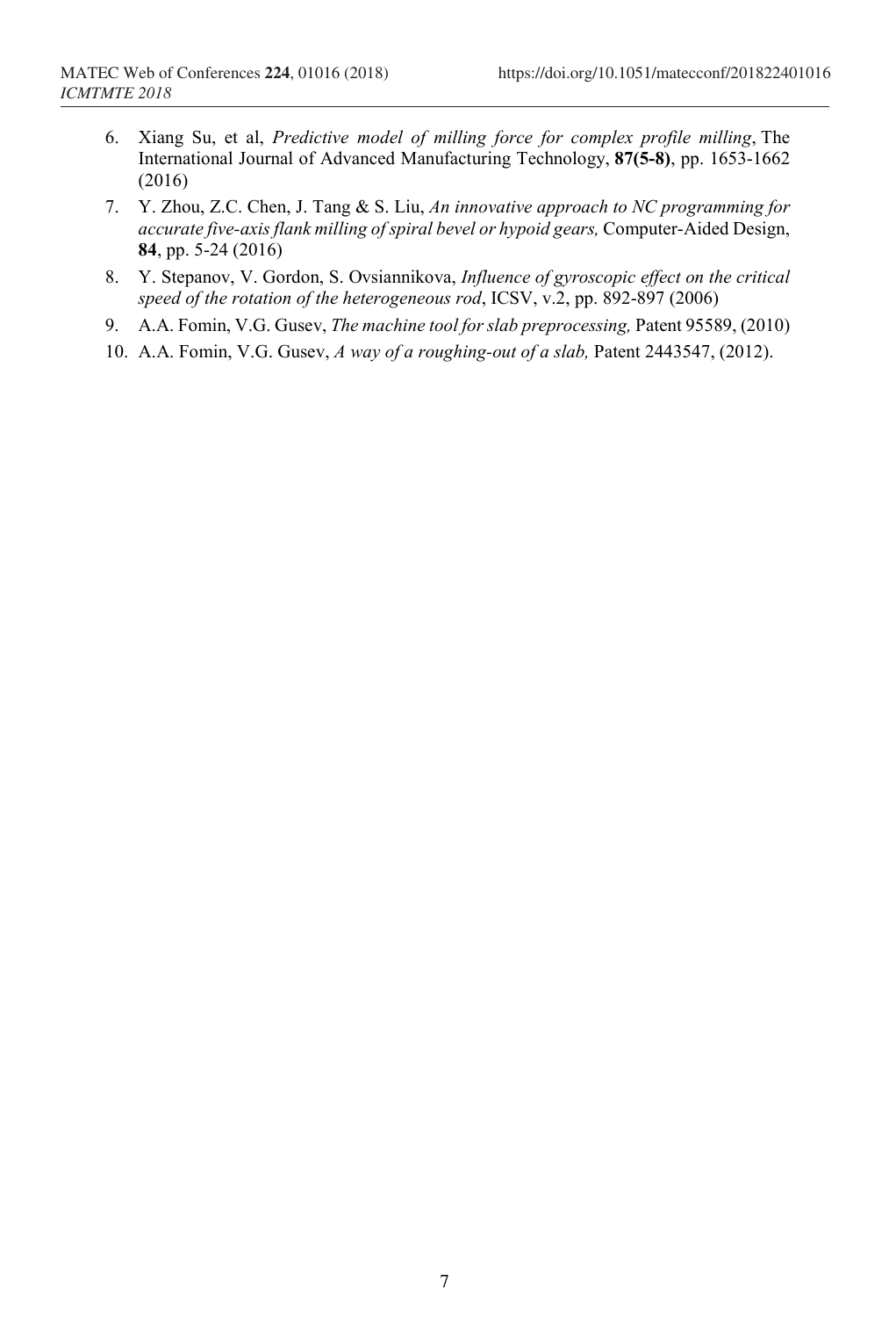6. Xiang Su, et al, *Predictive model of milling force for complex profile milling*, The International Journal of Advanced Manufacturing Technology, **87(5-8)**, pp. 1653-1662 (2016)
7. Y. Zhou, Z.C. Chen, J. Tang & S. Liu, *An innovative approach to NC programming for accurate five-axis flank milling of spiral bevel or hypoid gears,* Computer-Aided Design, **84**, pp. 5-24 (2016)
8. Y. Stepanov, V. Gordon, S. Ovsiannikova, *Influence of gyroscopic effect on the critical speed of the rotation of the heterogeneous rod*, ICSV, v.2, pp. 892-897 (2006)
9. A.A. Fomin, V.G. Gusev, *The machine tool for slab preprocessing,* Patent 95589, (2010)
10. A.A. Fomin, V.G. Gusev, *A way of a roughing-out of a slab,* Patent 2443547, (2012).